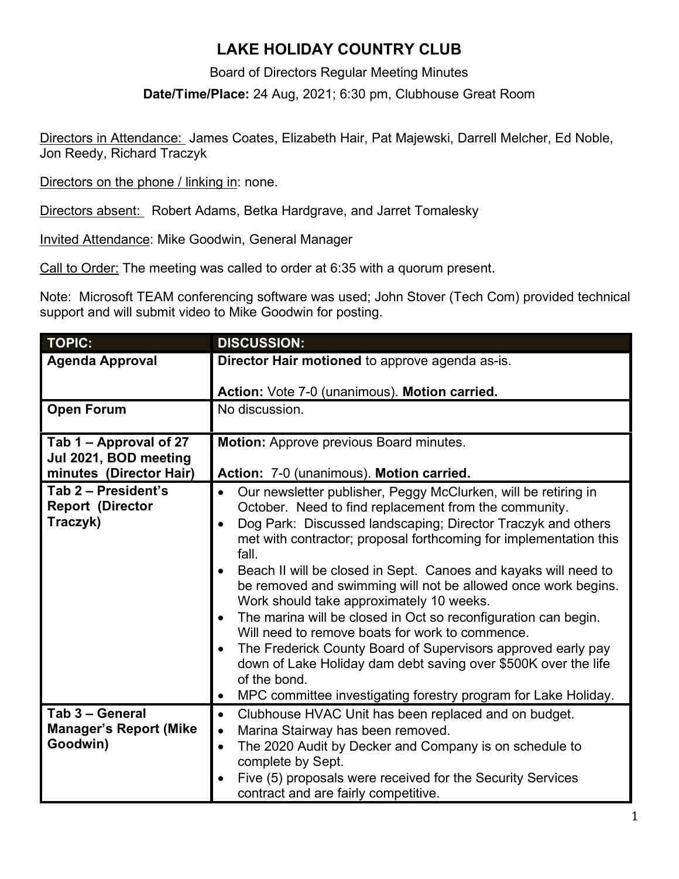# LAKE HOLIDAY COUNTRY CLUB

Board of Directors Regular Meeting Minutes

**Date/Time/Place:** 24 Aug, 2021; 6:30 pm, Clubhouse Great Room

Directors in Attendance: James Coates, Elizabeth Hair, Pat Majewski, Darrell Melcher, Ed Noble, Jon Reedy, Richard Traczyk

Directors on the phone / linking in: none.

Directors absent: Robert Adams, Betka Hardgrave, and Jarret Tomalesky

Invited Attendance: Mike Goodwin, General Manager

Call to Order: The meeting was called to order at 6:35 with a quorum present.

Note: Microsoft TEAM conferencing software was used; John Stover (Tech Com) provided technical support and will submit video to Mike Goodwin for posting.

| TOPIC: | DISCUSSION: |
|---|---|
| **Agenda Approval** | **Director Hair motioned** to approve agenda as-is.<br><br>**Action:** Vote 7-0 (unanimous). **Motion carried.** |
| **Open Forum** | No discussion. |
| **Tab 1 – Approval of 27 Jul 2021, BOD meeting minutes (Director Hair)** | **Motion:** Approve previous Board minutes.<br><br>**Action:** 7-0 (unanimous). **Motion carried.** |
| **Tab 2 – President's Report (Director Traczyk)** | • Our newsletter publisher, Peggy McClurken, will be retiring in October. Need to find replacement from the community.<br>• Dog Park: Discussed landscaping; Director Traczyk and others met with contractor; proposal forthcoming for implementation this fall.<br>• Beach II will be closed in Sept. Canoes and kayaks will need to be removed and swimming will not be allowed once work begins. Work should take approximately 10 weeks.<br>• The marina will be closed in Oct so reconfiguration can begin. Will need to remove boats for work to commence.<br>• The Frederick County Board of Supervisors approved early pay down of Lake Holiday dam debt saving over $500K over the life of the bond.<br>• MPC committee investigating forestry program for Lake Holiday. |
| **Tab 3 – General Manager's Report (Mike Goodwin)** | • Clubhouse HVAC Unit has been replaced and on budget.<br>• Marina Stairway has been removed.<br>• The 2020 Audit by Decker and Company is on schedule to complete by Sept.<br>• Five (5) proposals were received for the Security Services contract and are fairly competitive. |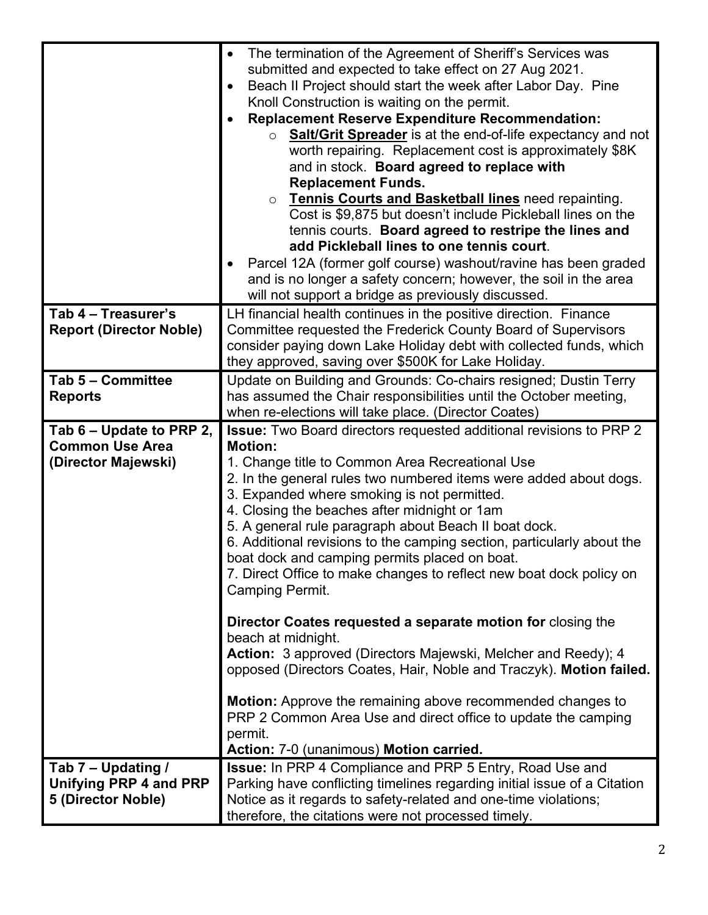| | |
|---|---|
| | • The termination of the Agreement of Sheriff's Services was submitted and expected to take effect on 27 Aug 2021.<br>• Beach II Project should start the week after Labor Day. Pine Knoll Construction is waiting on the permit.<br>• **Replacement Reserve Expenditure Recommendation:**<br>  ○ **Salt/Grit Spreader** is at the end-of-life expectancy and not worth repairing. Replacement cost is approximately $8K and in stock. **Board agreed to replace with Replacement Funds.**<br>  ○ **Tennis Courts and Basketball lines** need repainting. Cost is $9,875 but doesn't include Pickleball lines on the tennis courts. **Board agreed to restripe the lines and add Pickleball lines to one tennis court**.<br>• Parcel 12A (former golf course) washout/ravine has been graded and is no longer a safety concern; however, the soil in the area will not support a bridge as previously discussed. |
| **Tab 4 – Treasurer's Report (Director Noble)** | LH financial health continues in the positive direction. Finance Committee requested the Frederick County Board of Supervisors consider paying down Lake Holiday debt with collected funds, which they approved, saving over $500K for Lake Holiday. |
| **Tab 5 – Committee Reports** | Update on Building and Grounds: Co-chairs resigned; Dustin Terry has assumed the Chair responsibilities until the October meeting, when re-elections will take place. (Director Coates) |
| **Tab 6 – Update to PRP 2, Common Use Area (Director Majewski)** | **Issue:** Two Board directors requested additional revisions to PRP 2<br>**Motion:**<br>1. Change title to Common Area Recreational Use<br>2. In the general rules two numbered items were added about dogs.<br>3. Expanded where smoking is not permitted.<br>4. Closing the beaches after midnight or 1am<br>5. A general rule paragraph about Beach II boat dock.<br>6. Additional revisions to the camping section, particularly about the boat dock and camping permits placed on boat.<br>7. Direct Office to make changes to reflect new boat dock policy on Camping Permit.<br><br>**Director Coates requested a separate motion for** closing the beach at midnight.<br>**Action:** 3 approved (Directors Majewski, Melcher and Reedy); 4 opposed (Directors Coates, Hair, Noble and Traczyk). **Motion failed.**<br><br>**Motion:** Approve the remaining above recommended changes to PRP 2 Common Area Use and direct office to update the camping permit.<br>**Action:** 7-0 (unanimous) **Motion carried.** |
| **Tab 7 – Updating / Unifying PRP 4 and PRP 5 (Director Noble)** | **Issue:** In PRP 4 Compliance and PRP 5 Entry, Road Use and Parking have conflicting timelines regarding initial issue of a Citation Notice as it regards to safety-related and one-time violations; therefore, the citations were not processed timely. |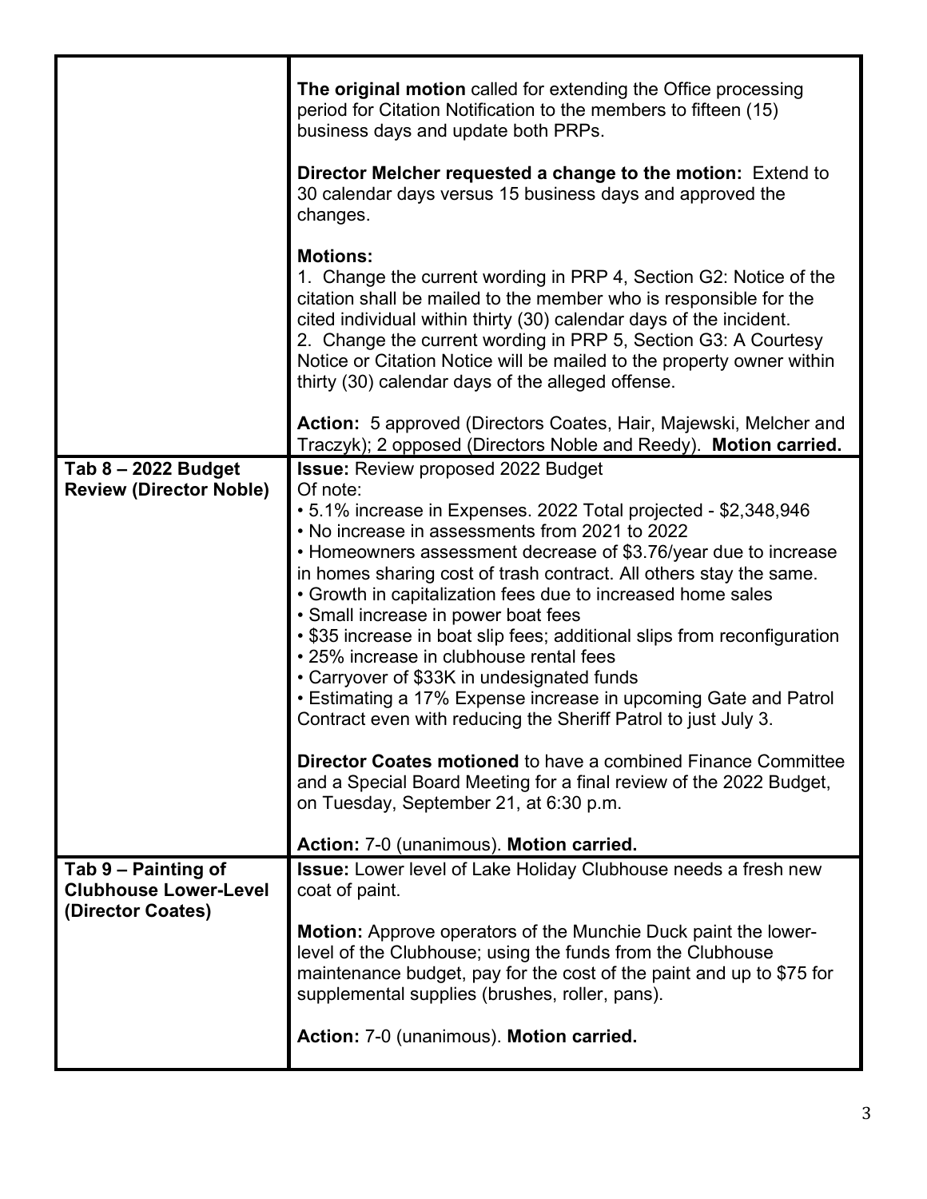| | |
|---|---|
| | **The original motion** called for extending the Office processing period for Citation Notification to the members to fifteen (15) business days and update both PRPs.<br><br>**Director Melcher requested a change to the motion:** Extend to 30 calendar days versus 15 business days and approved the changes.<br><br>**Motions:**<br>1. Change the current wording in PRP 4, Section G2: Notice of the citation shall be mailed to the member who is responsible for the cited individual within thirty (30) calendar days of the incident.<br>2. Change the current wording in PRP 5, Section G3: A Courtesy Notice or Citation Notice will be mailed to the property owner within thirty (30) calendar days of the alleged offense.<br><br>**Action:** 5 approved (Directors Coates, Hair, Majewski, Melcher and Traczyk); 2 opposed (Directors Noble and Reedy). **Motion carried.** |
| **Tab 8 – 2022 Budget Review (Director Noble)** | **Issue:** Review proposed 2022 Budget<br>Of note:<br>• 5.1% increase in Expenses. 2022 Total projected - $2,348,946<br>• No increase in assessments from 2021 to 2022<br>• Homeowners assessment decrease of $3.76/year due to increase in homes sharing cost of trash contract. All others stay the same.<br>• Growth in capitalization fees due to increased home sales<br>• Small increase in power boat fees<br>• $35 increase in boat slip fees; additional slips from reconfiguration<br>• 25% increase in clubhouse rental fees<br>• Carryover of $33K in undesignated funds<br>• Estimating a 17% Expense increase in upcoming Gate and Patrol Contract even with reducing the Sheriff Patrol to just July 3.<br><br>**Director Coates motioned** to have a combined Finance Committee and a Special Board Meeting for a final review of the 2022 Budget, on Tuesday, September 21, at 6:30 p.m.<br><br>**Action:** 7-0 (unanimous). **Motion carried.** |
| **Tab 9 – Painting of Clubhouse Lower-Level (Director Coates)** | **Issue:** Lower level of Lake Holiday Clubhouse needs a fresh new coat of paint.<br><br>**Motion:** Approve operators of the Munchie Duck paint the lower-level of the Clubhouse; using the funds from the Clubhouse maintenance budget, pay for the cost of the paint and up to $75 for supplemental supplies (brushes, roller, pans).<br><br>**Action:** 7-0 (unanimous). **Motion carried.** |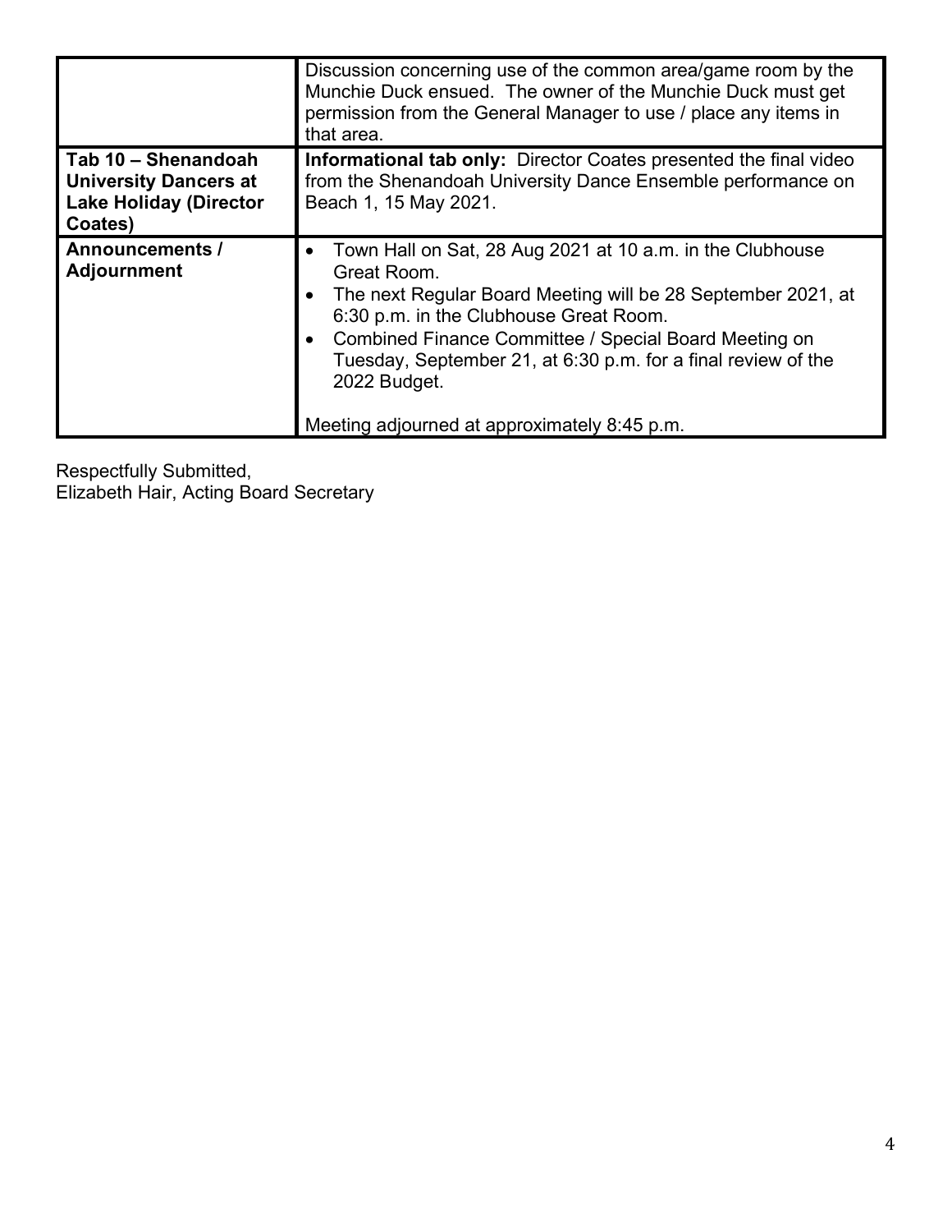| | |
|---|---|
| | Discussion concerning use of the common area/game room by the Munchie Duck ensued. The owner of the Munchie Duck must get permission from the General Manager to use / place any items in that area. |
| **Tab 10 – Shenandoah University Dancers at Lake Holiday (Director Coates)** | **Informational tab only:** Director Coates presented the final video from the Shenandoah University Dance Ensemble performance on Beach 1, 15 May 2021. |
| **Announcements / Adjournment** | • Town Hall on Sat, 28 Aug 2021 at 10 a.m. in the Clubhouse Great Room.<br>• The next Regular Board Meeting will be 28 September 2021, at 6:30 p.m. in the Clubhouse Great Room.<br>• Combined Finance Committee / Special Board Meeting on Tuesday, September 21, at 6:30 p.m. for a final review of the 2022 Budget.<br><br>Meeting adjourned at approximately 8:45 p.m. |

Respectfully Submitted,
Elizabeth Hair, Acting Board Secretary